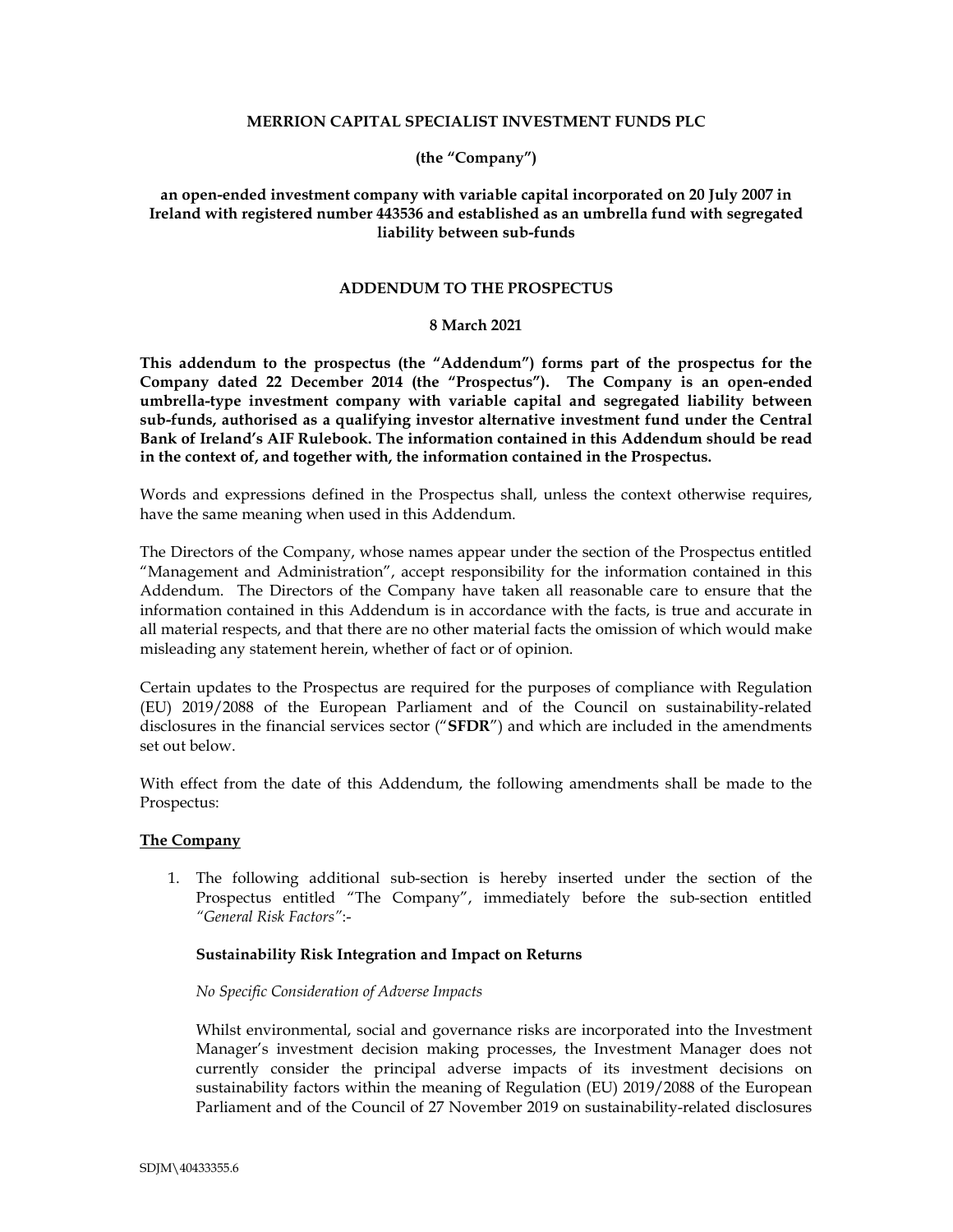**MERRION CAPITAL SPECIALIST INVESTMENT FUNDS PLC**

**(the "Company")**

**an open-ended investment company with variable capital incorporated on 20 July 2007 in Ireland with registered number 443536 and established as an umbrella fund with segregated liability between sub-funds**

**ADDENDUM TO THE PROSPECTUS**

**8 March 2021**

**This addendum to the prospectus (the "Addendum") forms part of the prospectus for the Company dated 22 December 2014 (the "Prospectus"). The Company is an open-ended umbrella-type investment company with variable capital and segregated liability between sub-funds, authorised as a qualifying investor alternative investment fund under the Central Bank of Ireland's AIF Rulebook. The information contained in this Addendum should be read in the context of, and together with, the information contained in the Prospectus.**

Words and expressions defined in the Prospectus shall, unless the context otherwise requires, have the same meaning when used in this Addendum.

The Directors of the Company, whose names appear under the section of the Prospectus entitled "Management and Administration", accept responsibility for the information contained in this Addendum. The Directors of the Company have taken all reasonable care to ensure that the information contained in this Addendum is in accordance with the facts, is true and accurate in all material respects, and that there are no other material facts the omission of which would make misleading any statement herein, whether of fact or of opinion.

Certain updates to the Prospectus are required for the purposes of compliance with Regulation (EU) 2019/2088 of the European Parliament and of the Council on sustainability-related disclosures in the financial services sector ("**SFDR**") and which are included in the amendments set out below.

With effect from the date of this Addendum, the following amendments shall be made to the Prospectus:

## The Company

1. The following additional sub-section is hereby inserted under the section of the Prospectus entitled "The Company", immediately before the sub-section entitled *"General Risk Factors"*:-

   **Sustainability Risk Integration and Impact on Returns**

   *No Specific Consideration of Adverse Impacts*

   Whilst environmental, social and governance risks are incorporated into the Investment Manager's investment decision making processes, the Investment Manager does not currently consider the principal adverse impacts of its investment decisions on sustainability factors within the meaning of Regulation (EU) 2019/2088 of the European Parliament and of the Council of 27 November 2019 on sustainability-related disclosures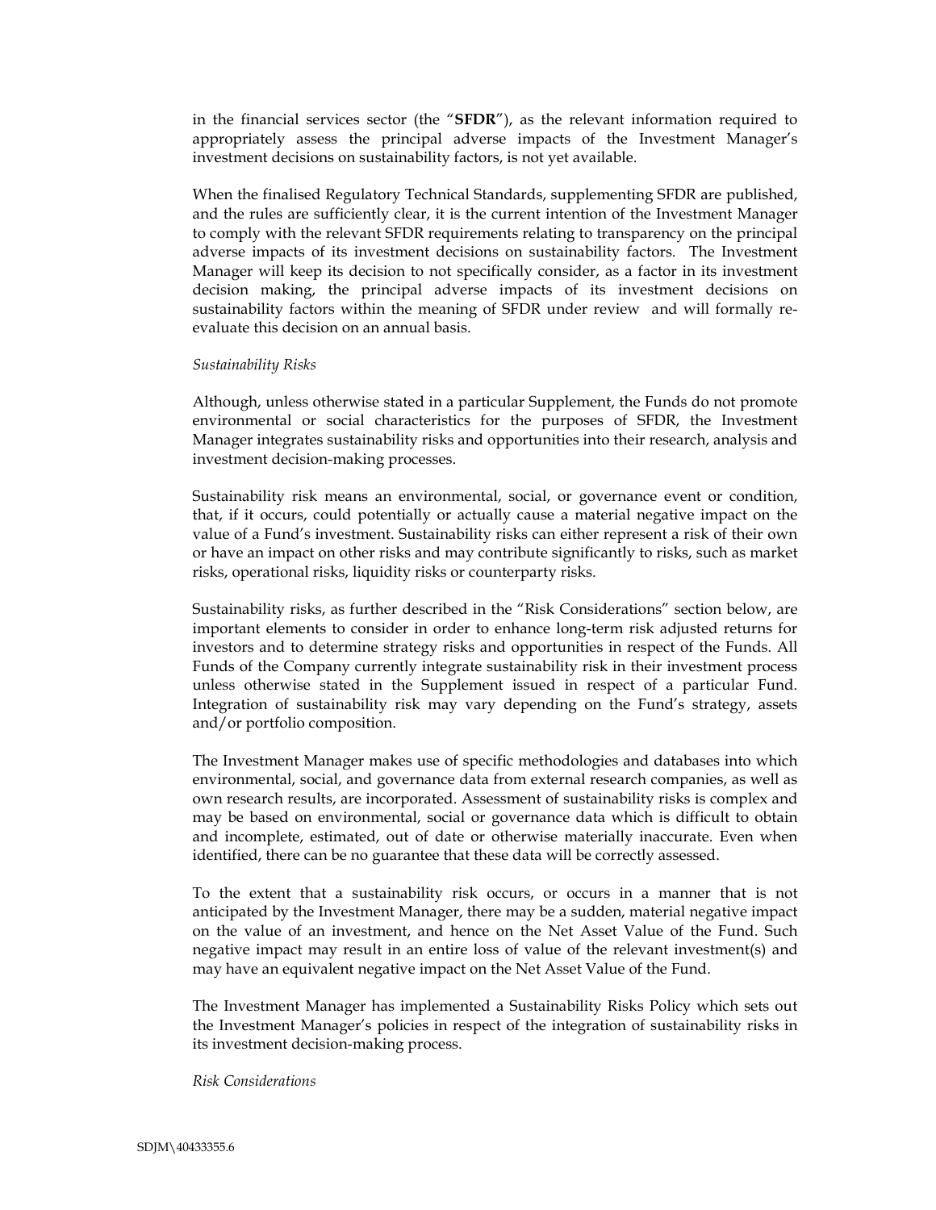in the financial services sector (the "**SFDR**"), as the relevant information required to appropriately assess the principal adverse impacts of the Investment Manager's investment decisions on sustainability factors, is not yet available.

When the finalised Regulatory Technical Standards, supplementing SFDR are published, and the rules are sufficiently clear, it is the current intention of the Investment Manager to comply with the relevant SFDR requirements relating to transparency on the principal adverse impacts of its investment decisions on sustainability factors. The Investment Manager will keep its decision to not specifically consider, as a factor in its investment decision making, the principal adverse impacts of its investment decisions on sustainability factors within the meaning of SFDR under review and will formally re-evaluate this decision on an annual basis.

*Sustainability Risks*

Although, unless otherwise stated in a particular Supplement, the Funds do not promote environmental or social characteristics for the purposes of SFDR, the Investment Manager integrates sustainability risks and opportunities into their research, analysis and investment decision-making processes.

Sustainability risk means an environmental, social, or governance event or condition, that, if it occurs, could potentially or actually cause a material negative impact on the value of a Fund's investment. Sustainability risks can either represent a risk of their own or have an impact on other risks and may contribute significantly to risks, such as market risks, operational risks, liquidity risks or counterparty risks.

Sustainability risks, as further described in the "Risk Considerations" section below, are important elements to consider in order to enhance long-term risk adjusted returns for investors and to determine strategy risks and opportunities in respect of the Funds. All Funds of the Company currently integrate sustainability risk in their investment process unless otherwise stated in the Supplement issued in respect of a particular Fund. Integration of sustainability risk may vary depending on the Fund's strategy, assets and/or portfolio composition.

The Investment Manager makes use of specific methodologies and databases into which environmental, social, and governance data from external research companies, as well as own research results, are incorporated. Assessment of sustainability risks is complex and may be based on environmental, social or governance data which is difficult to obtain and incomplete, estimated, out of date or otherwise materially inaccurate. Even when identified, there can be no guarantee that these data will be correctly assessed.

To the extent that a sustainability risk occurs, or occurs in a manner that is not anticipated by the Investment Manager, there may be a sudden, material negative impact on the value of an investment, and hence on the Net Asset Value of the Fund. Such negative impact may result in an entire loss of value of the relevant investment(s) and may have an equivalent negative impact on the Net Asset Value of the Fund.

The Investment Manager has implemented a Sustainability Risks Policy which sets out the Investment Manager's policies in respect of the integration of sustainability risks in its investment decision-making process.

*Risk Considerations*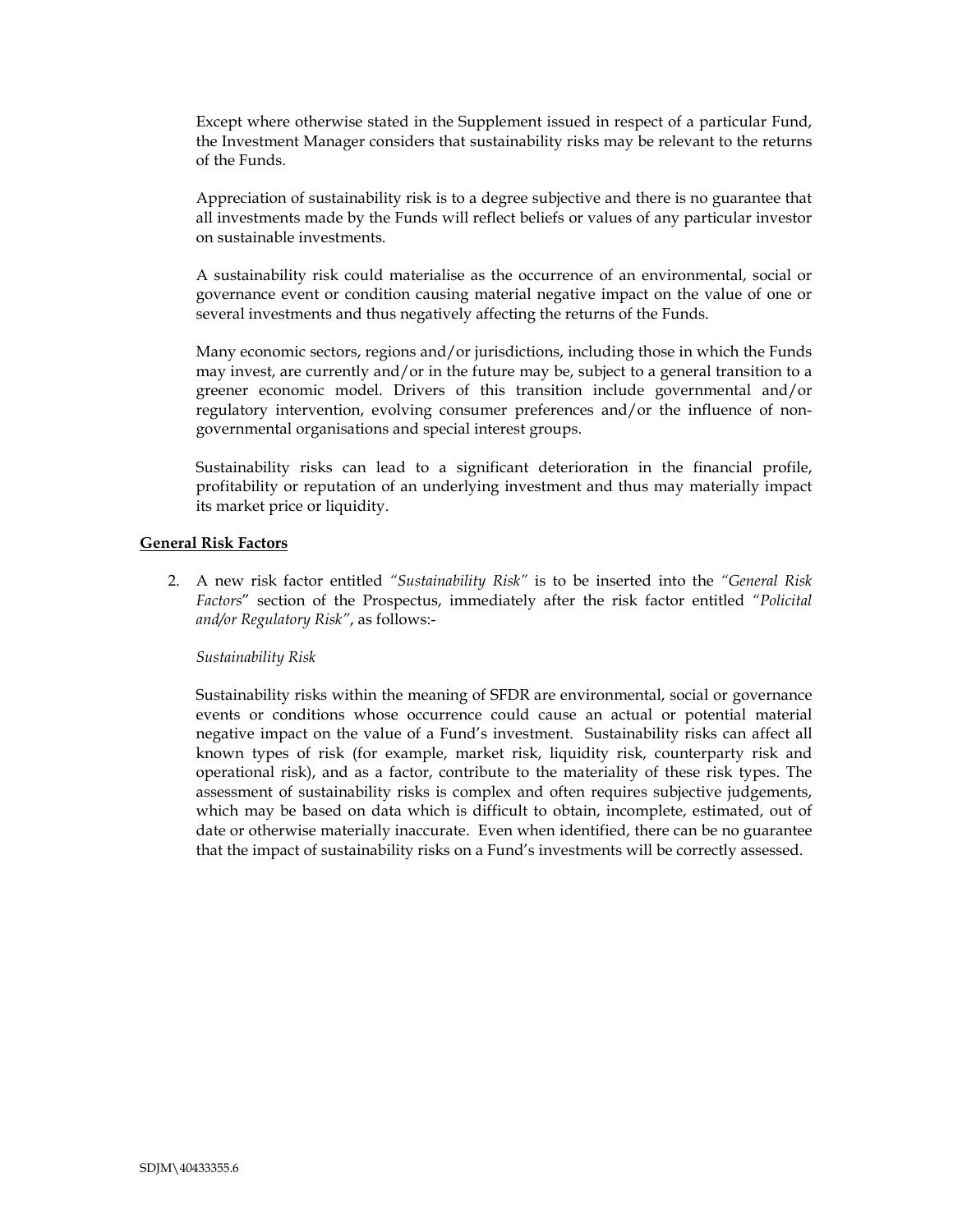Except where otherwise stated in the Supplement issued in respect of a particular Fund, the Investment Manager considers that sustainability risks may be relevant to the returns of the Funds.

Appreciation of sustainability risk is to a degree subjective and there is no guarantee that all investments made by the Funds will reflect beliefs or values of any particular investor on sustainable investments.

A sustainability risk could materialise as the occurrence of an environmental, social or governance event or condition causing material negative impact on the value of one or several investments and thus negatively affecting the returns of the Funds.

Many economic sectors, regions and/or jurisdictions, including those in which the Funds may invest, are currently and/or in the future may be, subject to a general transition to a greener economic model. Drivers of this transition include governmental and/or regulatory intervention, evolving consumer preferences and/or the influence of non-governmental organisations and special interest groups.

Sustainability risks can lead to a significant deterioration in the financial profile, profitability or reputation of an underlying investment and thus may materially impact its market price or liquidity.

**General Risk Factors**

2. A new risk factor entitled *"Sustainability Risk"* is to be inserted into the *"General Risk Factors"* section of the Prospectus, immediately after the risk factor entitled *"Policital and/or Regulatory Risk"*, as follows:-

   *Sustainability Risk*

   Sustainability risks within the meaning of SFDR are environmental, social or governance events or conditions whose occurrence could cause an actual or potential material negative impact on the value of a Fund's investment. Sustainability risks can affect all known types of risk (for example, market risk, liquidity risk, counterparty risk and operational risk), and as a factor, contribute to the materiality of these risk types. The assessment of sustainability risks is complex and often requires subjective judgements, which may be based on data which is difficult to obtain, incomplete, estimated, out of date or otherwise materially inaccurate. Even when identified, there can be no guarantee that the impact of sustainability risks on a Fund's investments will be correctly assessed.

SDJM\40433355.6